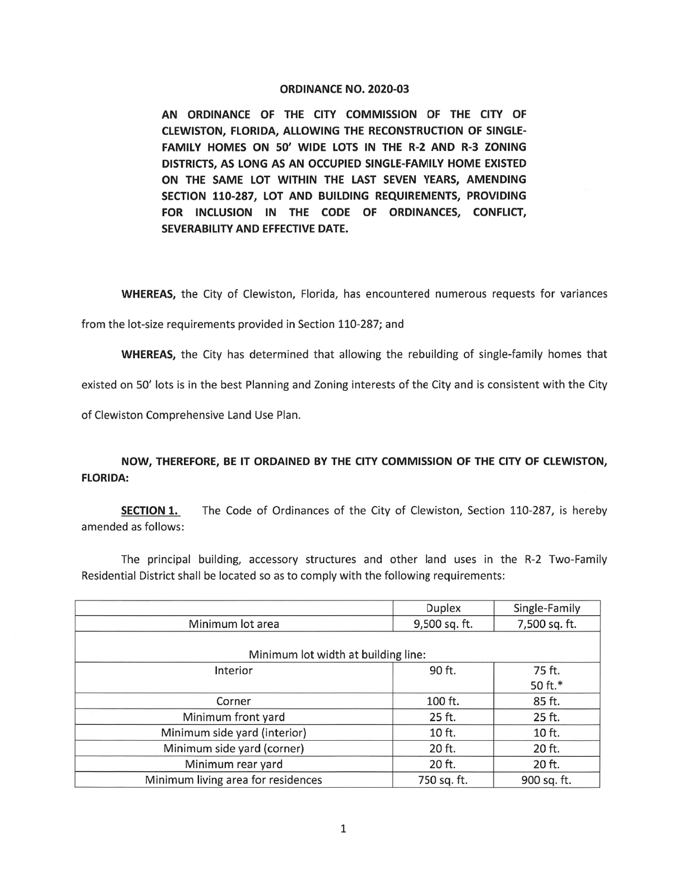**ORDINANCE NO. 2020-03**

**AN ORDINANCE OF THE CITY COMMISSION OF THE CITY OF CLEWISTON, FLORIDA, ALLOWING THE RECONSTRUCTION OF SINGLE-FAMILY HOMES ON 50' WIDE LOTS IN THE R-2 AND R-3 ZONING DISTRICTS, AS LONG AS AN OCCUPIED SINGLE-FAMILY HOME EXISTED ON THE SAME LOT WITHIN THE LAST SEVEN YEARS, AMENDING SECTION 110-287, LOT AND BUILDING REQUIREMENTS, PROVIDING FOR INCLUSION IN THE CODE OF ORDINANCES, CONFLICT, SEVERABILITY AND EFFECTIVE DATE.**

**WHEREAS,** the City of Clewiston, Florida, has encountered numerous requests for variances from the lot-size requirements provided in Section 110-287; and

**WHEREAS,** the City has determined that allowing the rebuilding of single-family homes that existed on 50' lots is in the best Planning and Zoning interests of the City and is consistent with the City of Clewiston Comprehensive Land Use Plan.

**NOW, THEREFORE, BE IT ORDAINED BY THE CITY COMMISSION OF THE CITY OF CLEWISTON, FLORIDA:**

**SECTION 1.** The Code of Ordinances of the City of Clewiston, Section 110-287, is hereby amended as follows:

The principal building, accessory structures and other land uses in the R-2 Two-Family Residential District shall be located so as to comply with the following requirements:

| | Duplex | Single-Family |
|---|---|---|
| Minimum lot area | 9,500 sq. ft. | 7,500 sq. ft. |
| Minimum lot width at building line: | | |
| Interior | 90 ft. | 75 ft.<br>50 ft.* |
| Corner | 100 ft. | 85 ft. |
| Minimum front yard | 25 ft. | 25 ft. |
| Minimum side yard (interior) | 10 ft. | 10 ft. |
| Minimum side yard (corner) | 20 ft. | 20 ft. |
| Minimum rear yard | 20 ft. | 20 ft. |
| Minimum living area for residences | 750 sq. ft. | 900 sq. ft. |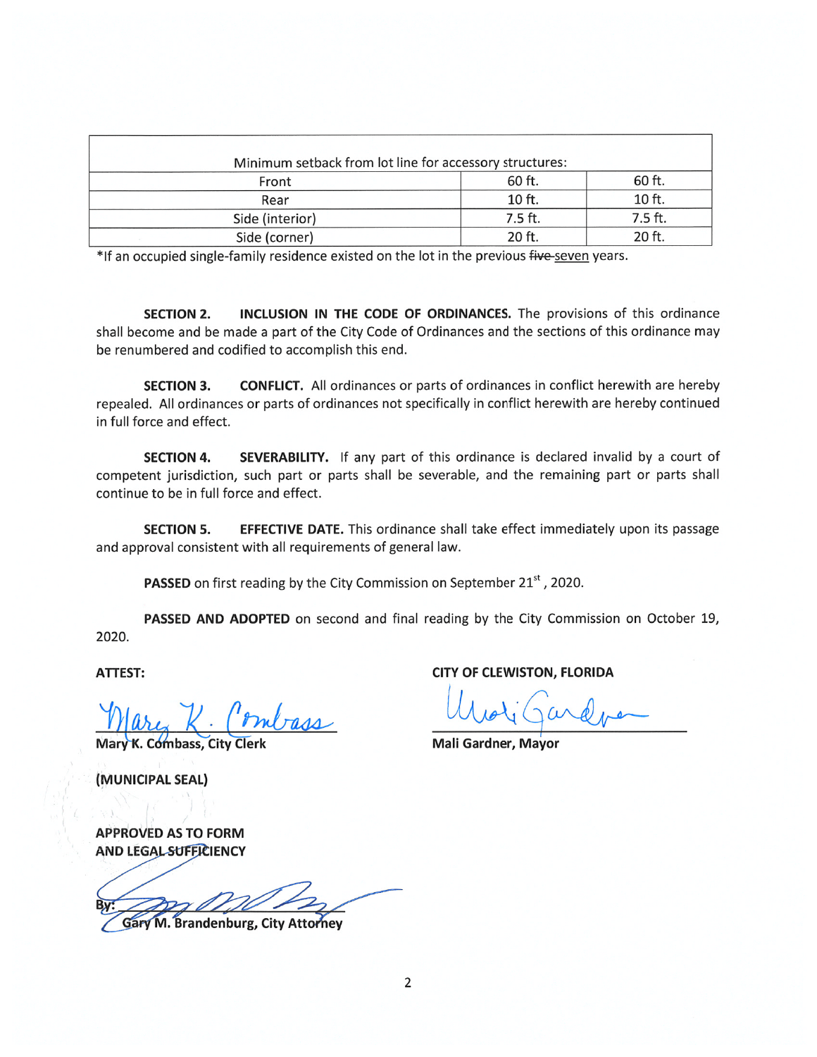| Minimum setback from lot line for accessory structures: | | |
|---|---|---|
| Front | 60 ft. | 60 ft. |
| Rear | 10 ft. | 10 ft. |
| Side (interior) | 7.5 ft. | 7.5 ft. |
| Side (corner) | 20 ft. | 20 ft. |

*If an occupied single-family residence existed on the lot in the previous ~~five~~ seven years.

**SECTION 2. INCLUSION IN THE CODE OF ORDINANCES.** The provisions of this ordinance shall become and be made a part of the City Code of Ordinances and the sections of this ordinance may be renumbered and codified to accomplish this end.

**SECTION 3. CONFLICT.** All ordinances or parts of ordinances in conflict herewith are hereby repealed. All ordinances or parts of ordinances not specifically in conflict herewith are hereby continued in full force and effect.

**SECTION 4. SEVERABILITY.** If any part of this ordinance is declared invalid by a court of competent jurisdiction, such part or parts shall be severable, and the remaining part or parts shall continue to be in full force and effect.

**SECTION 5. EFFECTIVE DATE.** This ordinance shall take effect immediately upon its passage and approval consistent with all requirements of general law.

**PASSED** on first reading by the City Commission on September 21st, 2020.

**PASSED AND ADOPTED** on second and final reading by the City Commission on October 19, 2020.

**ATTEST:**

Mary K. Combass

**Mary K. Combass, City Clerk**

**(MUNICIPAL SEAL)**

**CITY OF CLEWISTON, FLORIDA**

Mali Gardner

**Mali Gardner, Mayor**

**APPROVED AS TO FORM AND LEGAL SUFFICIENCY**

**By:**

**Gary M. Brandenburg, City Attorney**